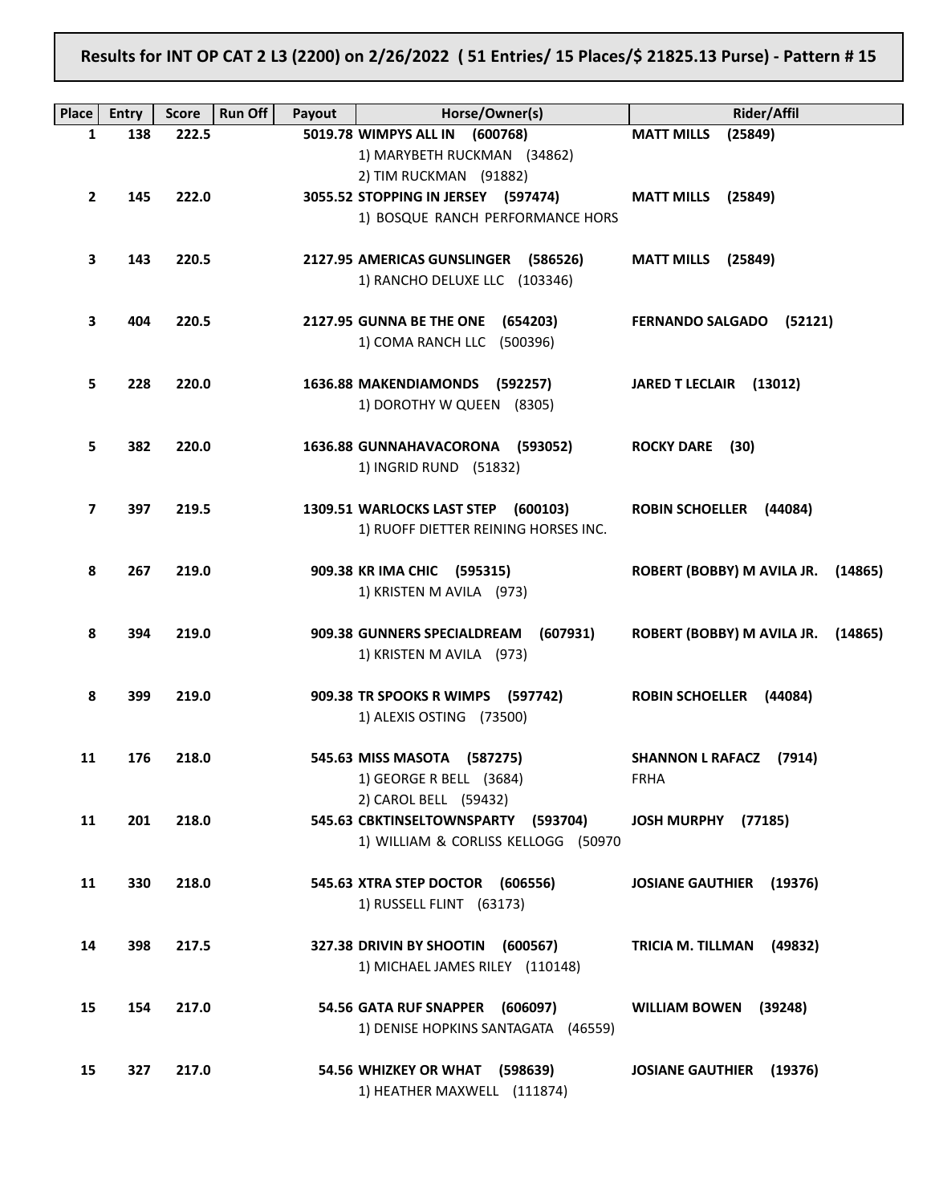**Results for INT OP CAT 2 L3 (2200) on 2/26/2022 ( 51 Entries/ 15 Places/$ 21825.13 Purse) - Pattern # 15**

| Place | Entry | Score | Run Off | Payout | Horse/Owner(s) | Rider/Affil |
|---|---|---|---|---|---|---|
| 1 | 138 | 222.5 | | 5019.78 | **WIMPYS ALL IN (600768)**<br>1) MARYBETH RUCKMAN (34862)<br>2) TIM RUCKMAN (91882) | **MATT MILLS (25849)** |
| 2 | 145 | 222.0 | | 3055.52 | **STOPPING IN JERSEY (597474)**<br>1) BOSQUE RANCH PERFORMANCE HORS | **MATT MILLS (25849)** |
| 3 | 143 | 220.5 | | 2127.95 | **AMERICAS GUNSLINGER (586526)**<br>1) RANCHO DELUXE LLC (103346) | **MATT MILLS (25849)** |
| 3 | 404 | 220.5 | | 2127.95 | **GUNNA BE THE ONE (654203)**<br>1) COMA RANCH LLC (500396) | **FERNANDO SALGADO (52121)** |
| 5 | 228 | 220.0 | | 1636.88 | **MAKENDIAMONDS (592257)**<br>1) DOROTHY W QUEEN (8305) | **JARED T LECLAIR (13012)** |
| 5 | 382 | 220.0 | | 1636.88 | **GUNNAHAVACORONA (593052)**<br>1) INGRID RUND (51832) | **ROCKY DARE (30)** |
| 7 | 397 | 219.5 | | 1309.51 | **WARLOCKS LAST STEP (600103)**<br>1) RUOFF DIETTER REINING HORSES INC. | **ROBIN SCHOELLER (44084)** |
| 8 | 267 | 219.0 | | 909.38 | **KR IMA CHIC (595315)**<br>1) KRISTEN M AVILA (973) | **ROBERT (BOBBY) M AVILA JR. (14865)** |
| 8 | 394 | 219.0 | | 909.38 | **GUNNERS SPECIALDREAM (607931)**<br>1) KRISTEN M AVILA (973) | **ROBERT (BOBBY) M AVILA JR. (14865)** |
| 8 | 399 | 219.0 | | 909.38 | **TR SPOOKS R WIMPS (597742)**<br>1) ALEXIS OSTING (73500) | **ROBIN SCHOELLER (44084)** |
| 11 | 176 | 218.0 | | 545.63 | **MISS MASOTA (587275)**<br>1) GEORGE R BELL (3684)<br>2) CAROL BELL (59432) | **SHANNON L RAFACZ (7914)**<br>FRHA |
| 11 | 201 | 218.0 | | 545.63 | **CBKTINSELTOWNSPARTY (593704)**<br>1) WILLIAM & CORLISS KELLOGG (50970 | **JOSH MURPHY (77185)** |
| 11 | 330 | 218.0 | | 545.63 | **XTRA STEP DOCTOR (606556)**<br>1) RUSSELL FLINT (63173) | **JOSIANE GAUTHIER (19376)** |
| 14 | 398 | 217.5 | | 327.38 | **DRIVIN BY SHOOTIN (600567)**<br>1) MICHAEL JAMES RILEY (110148) | **TRICIA M. TILLMAN (49832)** |
| 15 | 154 | 217.0 | | 54.56 | **GATA RUF SNAPPER (606097)**<br>1) DENISE HOPKINS SANTAGATA (46559) | **WILLIAM BOWEN (39248)** |
| 15 | 327 | 217.0 | | 54.56 | **WHIZKEY OR WHAT (598639)**<br>1) HEATHER MAXWELL (111874) | **JOSIANE GAUTHIER (19376)** |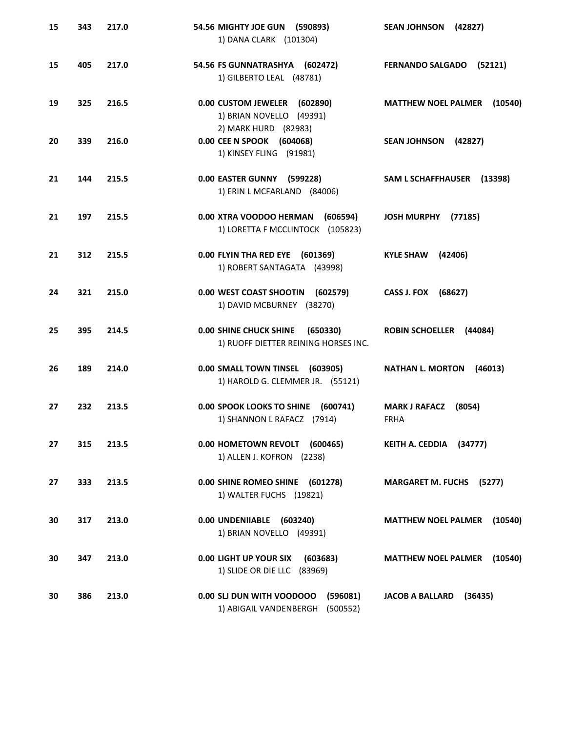| | | | | |
|---|---|---|---|---|
| 15 | 343 | 217.0 | 54.56 **MIGHTY JOE GUN (590893)**<br>1) DANA CLARK (101304) | **SEAN JOHNSON (42827)** |
| 15 | 405 | 217.0 | 54.56 **FS GUNNATRASHYA (602472)**<br>1) GILBERTO LEAL (48781) | **FERNANDO SALGADO (52121)** |
| 19 | 325 | 216.5 | 0.00 **CUSTOM JEWELER (602890)**<br>1) BRIAN NOVELLO (49391)<br>2) MARK HURD (82983) | **MATTHEW NOEL PALMER (10540)** |
| 20 | 339 | 216.0 | 0.00 **CEE N SPOOK (604068)**<br>1) KINSEY FLING (91981) | **SEAN JOHNSON (42827)** |
| 21 | 144 | 215.5 | 0.00 **EASTER GUNNY (599228)**<br>1) ERIN L MCFARLAND (84006) | **SAM L SCHAFFHAUSER (13398)** |
| 21 | 197 | 215.5 | 0.00 **XTRA VOODOO HERMAN (606594)**<br>1) LORETTA F MCCLINTOCK (105823) | **JOSH MURPHY (77185)** |
| 21 | 312 | 215.5 | 0.00 **FLYIN THA RED EYE (601369)**<br>1) ROBERT SANTAGATA (43998) | **KYLE SHAW (42406)** |
| 24 | 321 | 215.0 | 0.00 **WEST COAST SHOOTIN (602579)**<br>1) DAVID MCBURNEY (38270) | **CASS J. FOX (68627)** |
| 25 | 395 | 214.5 | 0.00 **SHINE CHUCK SHINE (650330)**<br>1) RUOFF DIETTER REINING HORSES INC. | **ROBIN SCHOELLER (44084)** |
| 26 | 189 | 214.0 | 0.00 **SMALL TOWN TINSEL (603905)**<br>1) HAROLD G. CLEMMER JR. (55121) | **NATHAN L. MORTON (46013)** |
| 27 | 232 | 213.5 | 0.00 **SPOOK LOOKS TO SHINE (600741)**<br>1) SHANNON L RAFACZ (7914) | **MARK J RAFACZ (8054)**<br>FRHA |
| 27 | 315 | 213.5 | 0.00 **HOMETOWN REVOLT (600465)**<br>1) ALLEN J. KOFRON (2238) | **KEITH A. CEDDIA (34777)** |
| 27 | 333 | 213.5 | 0.00 **SHINE ROMEO SHINE (601278)**<br>1) WALTER FUCHS (19821) | **MARGARET M. FUCHS (5277)** |
| 30 | 317 | 213.0 | 0.00 **UNDENIIABLE (603240)**<br>1) BRIAN NOVELLO (49391) | **MATTHEW NOEL PALMER (10540)** |
| 30 | 347 | 213.0 | 0.00 **LIGHT UP YOUR SIX (603683)**<br>1) SLIDE OR DIE LLC (83969) | **MATTHEW NOEL PALMER (10540)** |
| 30 | 386 | 213.0 | 0.00 **SLJ DUN WITH VOODOOO (596081)**<br>1) ABIGAIL VANDENBERGH (500552) | **JACOB A BALLARD (36435)** |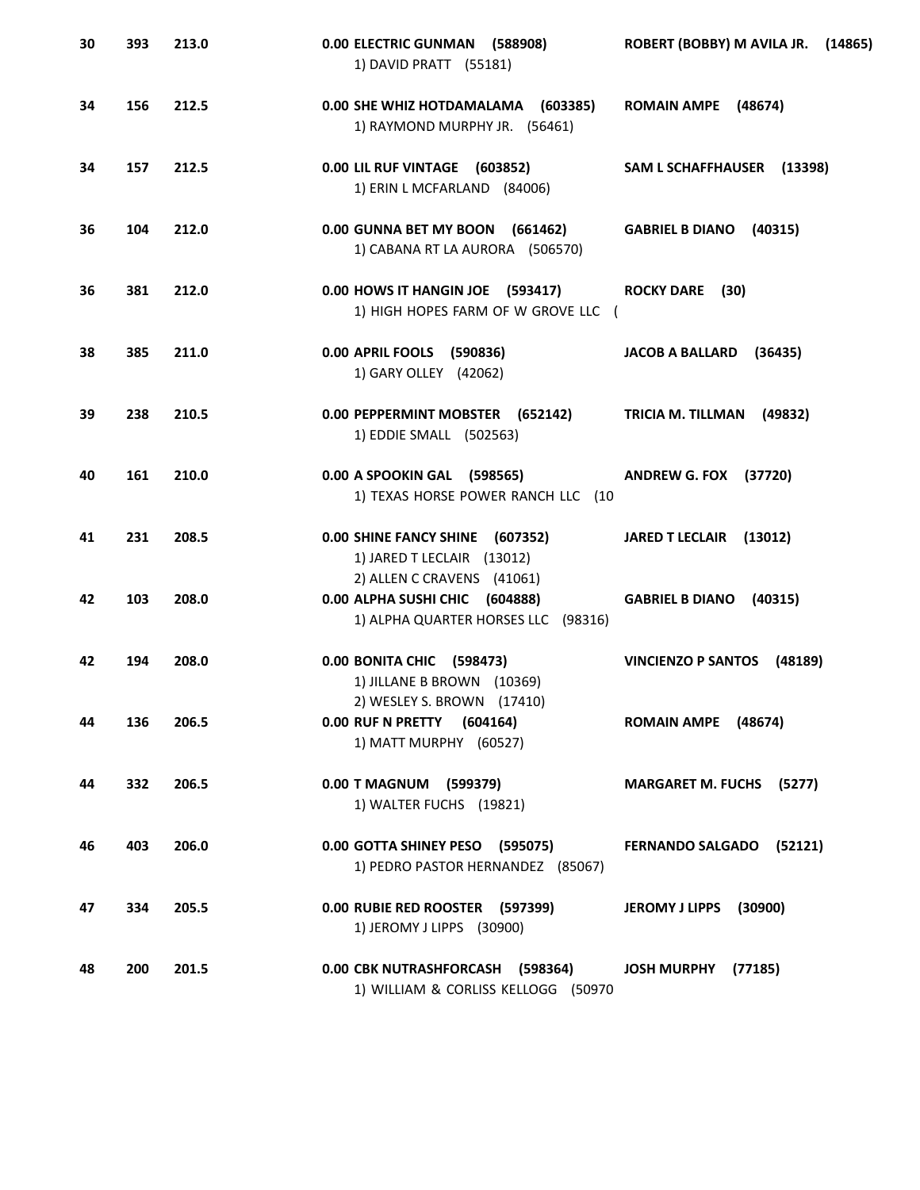| | | | | |
|---|---|---|---|---|
| 30 | 393 | 213.0 | **0.00 ELECTRIC GUNMAN (588908)**<br>1) DAVID PRATT (55181) | **ROBERT (BOBBY) M AVILA JR. (14865)** |
| 34 | 156 | 212.5 | **0.00 SHE WHIZ HOTDAMALAMA (603385)**<br>1) RAYMOND MURPHY JR. (56461) | **ROMAIN AMPE (48674)** |
| 34 | 157 | 212.5 | **0.00 LIL RUF VINTAGE (603852)**<br>1) ERIN L MCFARLAND (84006) | **SAM L SCHAFFHAUSER (13398)** |
| 36 | 104 | 212.0 | **0.00 GUNNA BET MY BOON (661462)**<br>1) CABANA RT LA AURORA (506570) | **GABRIEL B DIANO (40315)** |
| 36 | 381 | 212.0 | **0.00 HOWS IT HANGIN JOE (593417)**<br>1) HIGH HOPES FARM OF W GROVE LLC ( | **ROCKY DARE (30)** |
| 38 | 385 | 211.0 | **0.00 APRIL FOOLS (590836)**<br>1) GARY OLLEY (42062) | **JACOB A BALLARD (36435)** |
| 39 | 238 | 210.5 | **0.00 PEPPERMINT MOBSTER (652142)**<br>1) EDDIE SMALL (502563) | **TRICIA M. TILLMAN (49832)** |
| 40 | 161 | 210.0 | **0.00 A SPOOKIN GAL (598565)**<br>1) TEXAS HORSE POWER RANCH LLC (10 | **ANDREW G. FOX (37720)** |
| 41 | 231 | 208.5 | **0.00 SHINE FANCY SHINE (607352)**<br>1) JARED T LECLAIR (13012)<br>2) ALLEN C CRAVENS (41061) | **JARED T LECLAIR (13012)** |
| 42 | 103 | 208.0 | **0.00 ALPHA SUSHI CHIC (604888)**<br>1) ALPHA QUARTER HORSES LLC (98316) | **GABRIEL B DIANO (40315)** |
| 42 | 194 | 208.0 | **0.00 BONITA CHIC (598473)**<br>1) JILLANE B BROWN (10369)<br>2) WESLEY S. BROWN (17410) | **VINCIENZO P SANTOS (48189)** |
| 44 | 136 | 206.5 | **0.00 RUF N PRETTY (604164)**<br>1) MATT MURPHY (60527) | **ROMAIN AMPE (48674)** |
| 44 | 332 | 206.5 | **0.00 T MAGNUM (599379)**<br>1) WALTER FUCHS (19821) | **MARGARET M. FUCHS (5277)** |
| 46 | 403 | 206.0 | **0.00 GOTTA SHINEY PESO (595075)**<br>1) PEDRO PASTOR HERNANDEZ (85067) | **FERNANDO SALGADO (52121)** |
| 47 | 334 | 205.5 | **0.00 RUBIE RED ROOSTER (597399)**<br>1) JEROMY J LIPPS (30900) | **JEROMY J LIPPS (30900)** |
| 48 | 200 | 201.5 | **0.00 CBK NUTRASHFORCASH (598364)**<br>1) WILLIAM & CORLISS KELLOGG (50970 | **JOSH MURPHY (77185)** |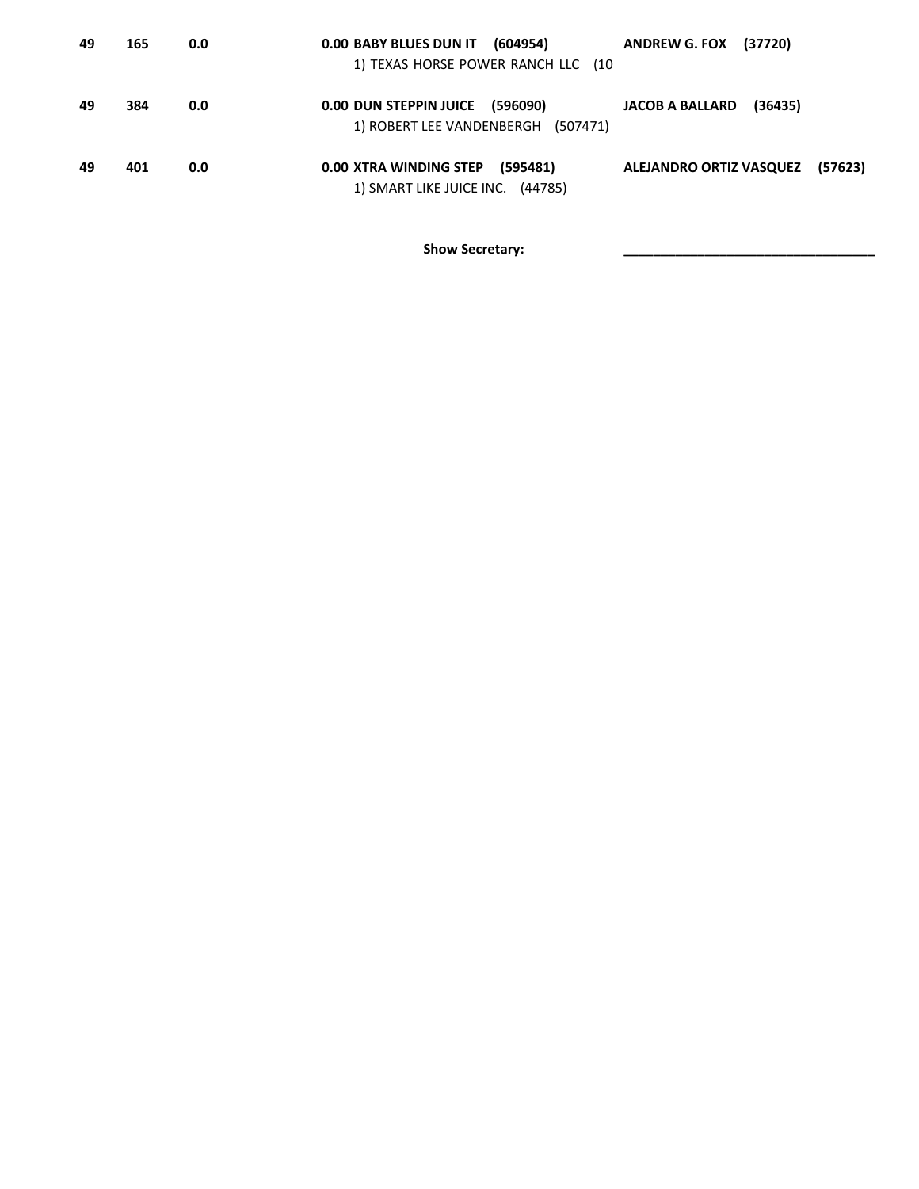| | | | | | |
|---|---|---|---|---|---|
| **49** | **165** | **0.0** | **0.00** | **BABY BLUES DUN IT (604954)**<br>1) TEXAS HORSE POWER RANCH LLC (10 | **ANDREW G. FOX (37720)** |
| **49** | **384** | **0.0** | **0.00** | **DUN STEPPIN JUICE (596090)**<br>1) ROBERT LEE VANDENBERGH (507471) | **JACOB A BALLARD (36435)** |
| **49** | **401** | **0.0** | **0.00** | **XTRA WINDING STEP (595481)**<br>1) SMART LIKE JUICE INC. (44785) | **ALEJANDRO ORTIZ VASQUEZ (57623)** |

**Show Secretary:** ___________________________________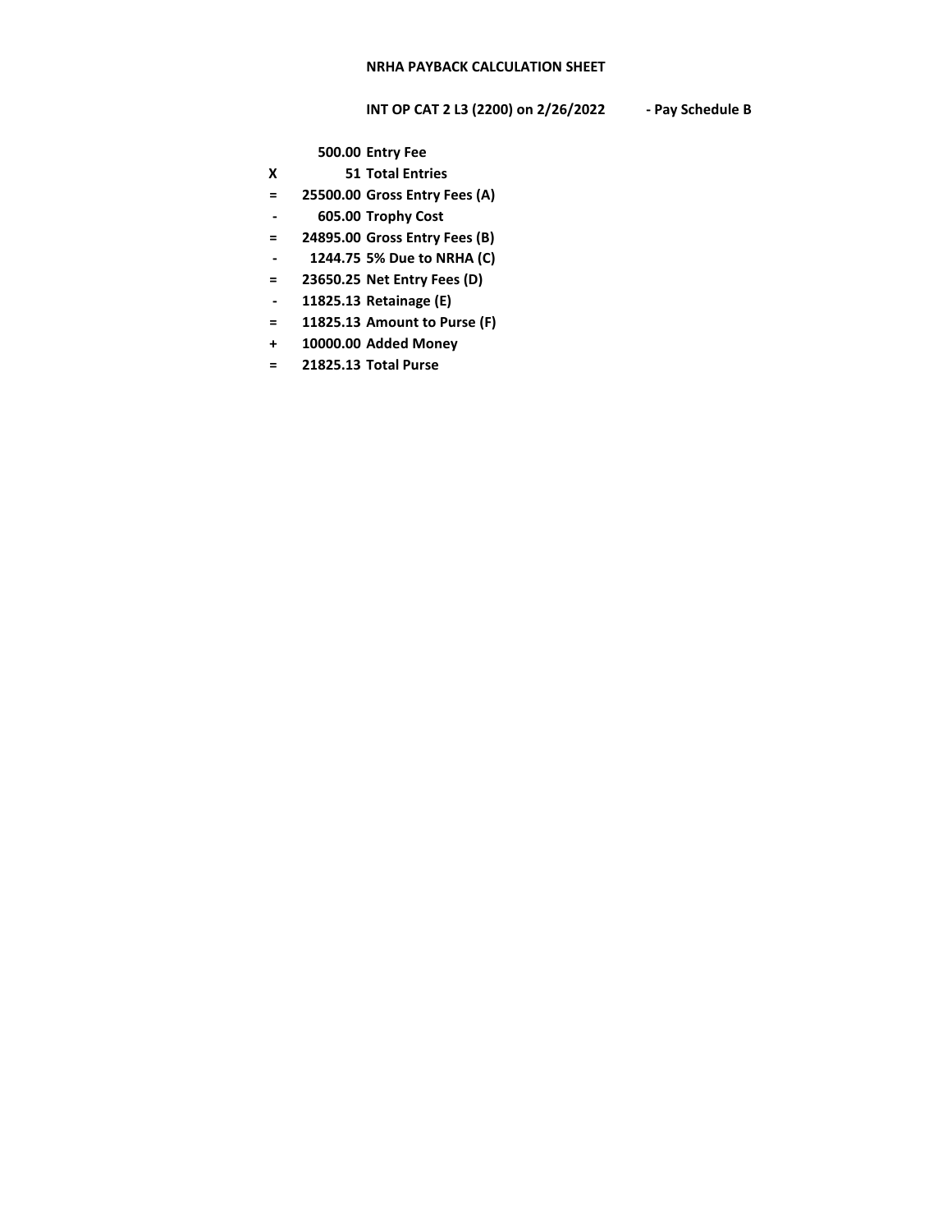**NRHA PAYBACK CALCULATION SHEET**

**INT OP CAT 2 L3 (2200) on 2/26/2022 - Pay Schedule B**

| | | |
|---|---|---|
| | 500.00 | Entry Fee |
| X | 51 | Total Entries |
| = | 25500.00 | Gross Entry Fees (A) |
| - | 605.00 | Trophy Cost |
| = | 24895.00 | Gross Entry Fees (B) |
| - | 1244.75 | 5% Due to NRHA (C) |
| = | 23650.25 | Net Entry Fees (D) |
| - | 11825.13 | Retainage (E) |
| = | 11825.13 | Amount to Purse (F) |
| + | 10000.00 | Added Money |
| = | 21825.13 | Total Purse |